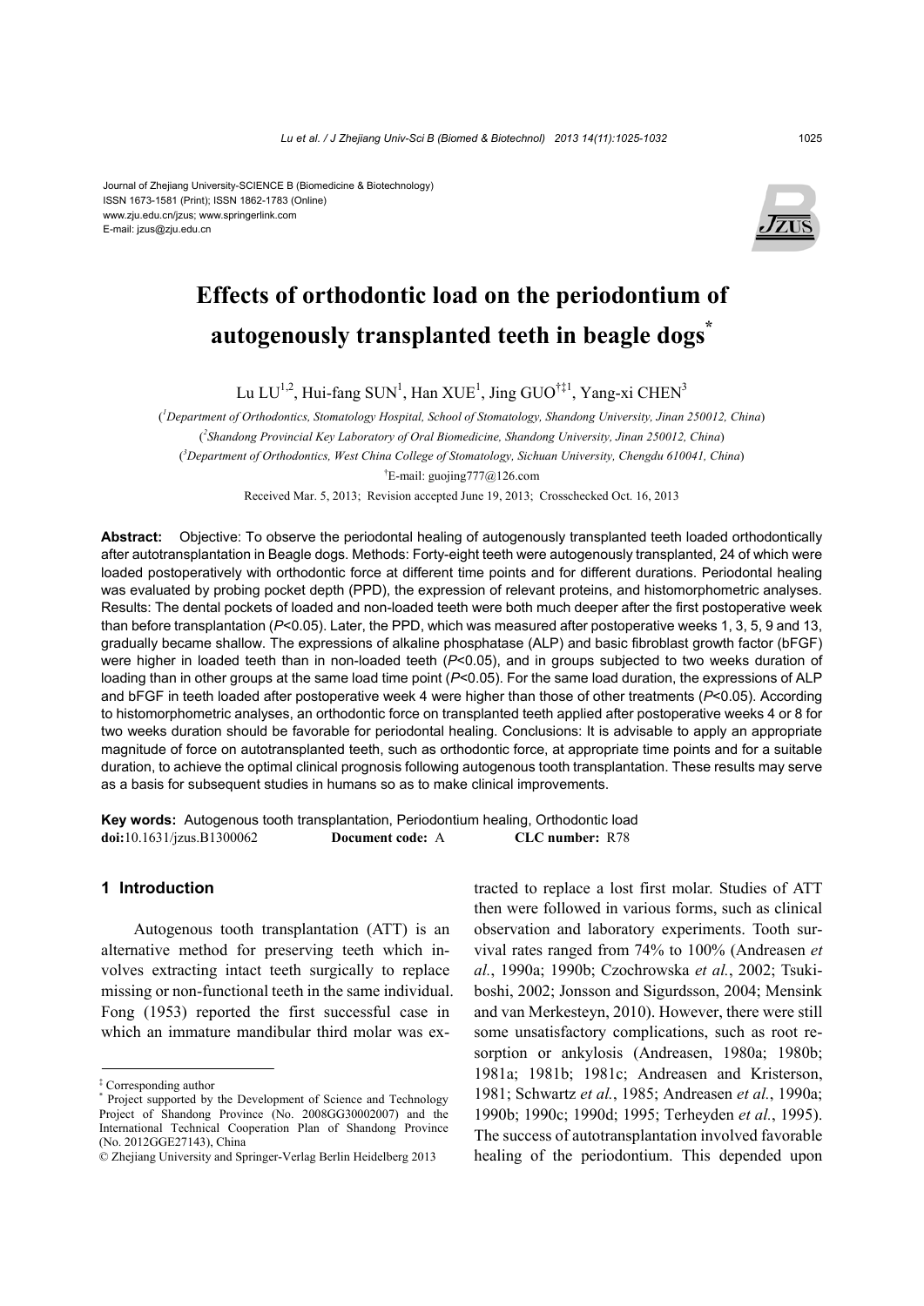Journal of Zhejiang University-SCIENCE B (Biomedicine & Biotechnology)
ISSN 1673-1581 (Print); ISSN 1862-1783 (Online)
www.zju.edu.cn/jzus; www.springerlink.com
E-mail: jzus@zju.edu.cn

# Effects of orthodontic load on the periodontium of autogenously transplanted teeth in beagle dogs*

Lu LU[1,2], Hui-fang SUN[1], Han XUE[1], Jing GUO[†‡1], Yang-xi CHEN[3]

([1]Department of Orthodontics, Stomatology Hospital, School of Stomatology, Shandong University, Jinan 250012, China)

([2]Shandong Provincial Key Laboratory of Oral Biomedicine, Shandong University, Jinan 250012, China)

([3]Department of Orthodontics, West China College of Stomatology, Sichuan University, Chengdu 610041, China)

[†]E-mail: guojing777@126.com

Received Mar. 5, 2013; Revision accepted June 19, 2013; Crosschecked Oct. 16, 2013

**Abstract:** Objective: To observe the periodontal healing of autogenously transplanted teeth loaded orthodontically after autotransplantation in Beagle dogs. Methods: Forty-eight teeth were autogenously transplanted, 24 of which were loaded postoperatively with orthodontic force at different time points and for different durations. Periodontal healing was evaluated by probing pocket depth (PPD), the expression of relevant proteins, and histomorphometric analyses. Results: The dental pockets of loaded and non-loaded teeth were both much deeper after the first postoperative week than before transplantation ($P<0.05$). Later, the PPD, which was measured after postoperative weeks 1, 3, 5, 9 and 13, gradually became shallow. The expressions of alkaline phosphatase (ALP) and basic fibroblast growth factor (bFGF) were higher in loaded teeth than in non-loaded teeth ($P<0.05$), and in groups subjected to two weeks duration of loading than in other groups at the same load time point ($P<0.05$). For the same load duration, the expressions of ALP and bFGF in teeth loaded after postoperative week 4 were higher than those of other treatments ($P<0.05$). According to histomorphometric analyses, an orthodontic force on transplanted teeth applied after postoperative weeks 4 or 8 for two weeks duration should be favorable for periodontal healing. Conclusions: It is advisable to apply an appropriate magnitude of force on autotransplanted teeth, such as orthodontic force, at appropriate time points and for a suitable duration, to achieve the optimal clinical prognosis following autogenous tooth transplantation. These results may serve as a basis for subsequent studies in humans so as to make clinical improvements.

**Key words:** Autogenous tooth transplantation, Periodontium healing, Orthodontic load
**doi:**10.1631/jzus.B1300062 **Document code:** A **CLC number:** R78

## 1 Introduction

Autogenous tooth transplantation (ATT) is an alternative method for preserving teeth which involves extracting intact teeth surgically to replace missing or non-functional teeth in the same individual. Fong (1953) reported the first successful case in which an immature mandibular third molar was extracted to replace a lost first molar. Studies of ATT then were followed in various forms, such as clinical observation and laboratory experiments. Tooth survival rates ranged from 74% to 100% (Andreasen *et al.*, 1990a; 1990b; Czochrowska *et al.*, 2002; Tsukiboshi, 2002; Jonsson and Sigurdsson, 2004; Mensink and van Merkesteyn, 2010). However, there were still some unsatisfactory complications, such as root resorption or ankylosis (Andreasen, 1980a; 1980b; 1981a; 1981b; 1981c; Andreasen and Kristerson, 1981; Schwartz *et al.*, 1985; Andreasen *et al.*, 1990a; 1990b; 1990c; 1990d; 1995; Terheyden *et al.*, 1995). The success of autotransplantation involved favorable healing of the periodontium. This depended upon

---

‡ Corresponding author

* Project supported by the Development of Science and Technology Project of Shandong Province (No. 2008GG30002007) and the International Technical Cooperation Plan of Shandong Province (No. 2012GGE27143), China

© Zhejiang University and Springer-Verlag Berlin Heidelberg 2013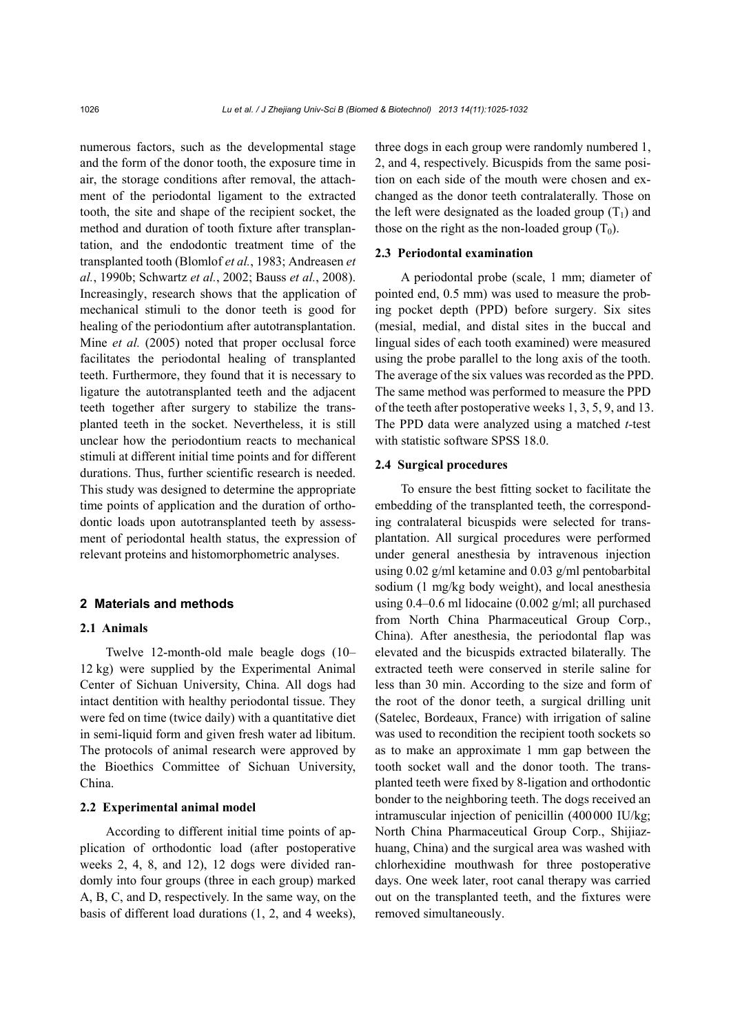numerous factors, such as the developmental stage and the form of the donor tooth, the exposure time in air, the storage conditions after removal, the attachment of the periodontal ligament to the extracted tooth, the site and shape of the recipient socket, the method and duration of tooth fixture after transplantation, and the endodontic treatment time of the transplanted tooth (Blomlof *et al.*, 1983; Andreasen *et al.*, 1990b; Schwartz *et al.*, 2002; Bauss *et al.*, 2008). Increasingly, research shows that the application of mechanical stimuli to the donor teeth is good for healing of the periodontium after autotransplantation. Mine *et al.* (2005) noted that proper occlusal force facilitates the periodontal healing of transplanted teeth. Furthermore, they found that it is necessary to ligature the autotransplanted teeth and the adjacent teeth together after surgery to stabilize the transplanted teeth in the socket. Nevertheless, it is still unclear how the periodontium reacts to mechanical stimuli at different initial time points and for different durations. Thus, further scientific research is needed. This study was designed to determine the appropriate time points of application and the duration of orthodontic loads upon autotransplanted teeth by assessment of periodontal health status, the expression of relevant proteins and histomorphometric analyses.

## 2 Materials and methods

### 2.1 Animals

Twelve 12-month-old male beagle dogs (10–12 kg) were supplied by the Experimental Animal Center of Sichuan University, China. All dogs had intact dentition with healthy periodontal tissue. They were fed on time (twice daily) with a quantitative diet in semi-liquid form and given fresh water ad libitum. The protocols of animal research were approved by the Bioethics Committee of Sichuan University, China.

### 2.2 Experimental animal model

According to different initial time points of application of orthodontic load (after postoperative weeks 2, 4, 8, and 12), 12 dogs were divided randomly into four groups (three in each group) marked A, B, C, and D, respectively. In the same way, on the basis of different load durations (1, 2, and 4 weeks), three dogs in each group were randomly numbered 1, 2, and 4, respectively. Bicuspids from the same position on each side of the mouth were chosen and exchanged as the donor teeth contralaterally. Those on the left were designated as the loaded group ($T_1$) and those on the right as the non-loaded group ($T_0$).

### 2.3 Periodontal examination

A periodontal probe (scale, 1 mm; diameter of pointed end, 0.5 mm) was used to measure the probing pocket depth (PPD) before surgery. Six sites (mesial, medial, and distal sites in the buccal and lingual sides of each tooth examined) were measured using the probe parallel to the long axis of the tooth. The average of the six values was recorded as the PPD. The same method was performed to measure the PPD of the teeth after postoperative weeks 1, 3, 5, 9, and 13. The PPD data were analyzed using a matched *t*-test with statistic software SPSS 18.0.

### 2.4 Surgical procedures

To ensure the best fitting socket to facilitate the embedding of the transplanted teeth, the corresponding contralateral bicuspids were selected for transplantation. All surgical procedures were performed under general anesthesia by intravenous injection using 0.02 g/ml ketamine and 0.03 g/ml pentobarbital sodium (1 mg/kg body weight), and local anesthesia using 0.4–0.6 ml lidocaine (0.002 g/ml; all purchased from North China Pharmaceutical Group Corp., China). After anesthesia, the periodontal flap was elevated and the bicuspids extracted bilaterally. The extracted teeth were conserved in sterile saline for less than 30 min. According to the size and form of the root of the donor teeth, a surgical drilling unit (Satelec, Bordeaux, France) with irrigation of saline was used to recondition the recipient tooth sockets so as to make an approximate 1 mm gap between the tooth socket wall and the donor tooth. The transplanted teeth were fixed by 8-ligation and orthodontic bonder to the neighboring teeth. The dogs received an intramuscular injection of penicillin (400 000 IU/kg; North China Pharmaceutical Group Corp., Shijiazhuang, China) and the surgical area was washed with chlorhexidine mouthwash for three postoperative days. One week later, root canal therapy was carried out on the transplanted teeth, and the fixtures were removed simultaneously.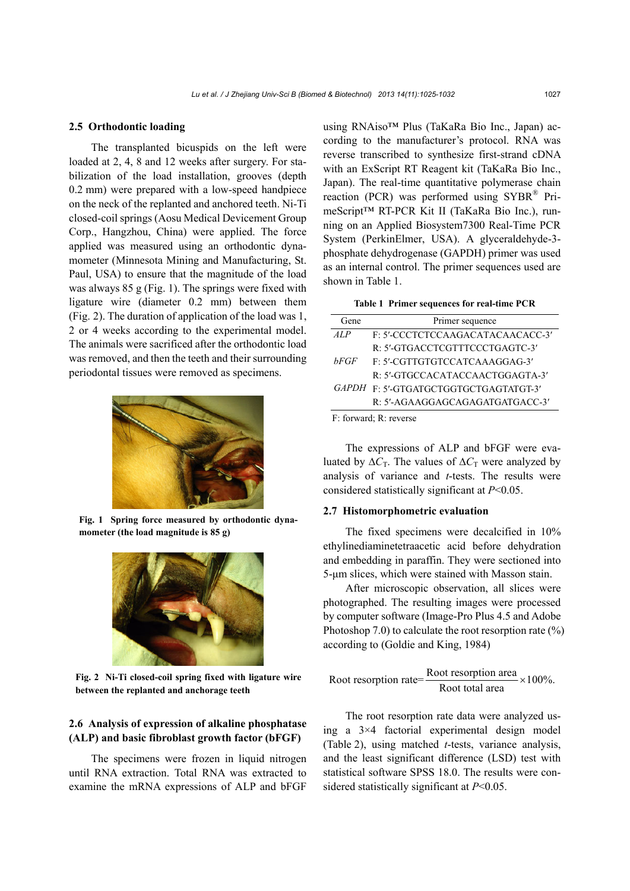### 2.5 Orthodontic loading

The transplanted bicuspids on the left were loaded at 2, 4, 8 and 12 weeks after surgery. For stabilization of the load installation, grooves (depth 0.2 mm) were prepared with a low-speed handpiece on the neck of the replanted and anchored teeth. Ni-Ti closed-coil springs (Aosu Medical Devicement Group Corp., Hangzhou, China) were applied. The force applied was measured using an orthodontic dynamometer (Minnesota Mining and Manufacturing, St. Paul, USA) to ensure that the magnitude of the load was always 85 g (Fig. 1). The springs were fixed with ligature wire (diameter 0.2 mm) between them (Fig. 2). The duration of application of the load was 1, 2 or 4 weeks according to the experimental model. The animals were sacrificed after the orthodontic load was removed, and then the teeth and their surrounding periodontal tissues were removed as specimens.

**Fig. 1 Spring force measured by orthodontic dynamometer (the load magnitude is 85 g)**

**Fig. 2 Ni-Ti closed-coil spring fixed with ligature wire between the replanted and anchorage teeth**

### 2.6 Analysis of expression of alkaline phosphatase (ALP) and basic fibroblast growth factor (bFGF)

The specimens were frozen in liquid nitrogen until RNA extraction. Total RNA was extracted to examine the mRNA expressions of ALP and bFGF using RNAiso™ Plus (TaKaRa Bio Inc., Japan) according to the manufacturer's protocol. RNA was reverse transcribed to synthesize first-strand cDNA with an ExScript RT Reagent kit (TaKaRa Bio Inc., Japan). The real-time quantitative polymerase chain reaction (PCR) was performed using SYBR® PrimeScript™ RT-PCR Kit II (TaKaRa Bio Inc.), running on an Applied Biosystem7300 Real-Time PCR System (PerkinElmer, USA). A glyceraldehyde-3-phosphate dehydrogenase (GAPDH) primer was used as an internal control. The primer sequences used are shown in Table 1.

**Table 1 Primer sequences for real-time PCR**

| Gene | Primer sequence |
|---|---|
| *ALP* | F: 5′-CCCTCTCCAAGACATACAACACC-3′ |
| | R: 5′-GTGACCTCGTTTCCCTGAGTC-3′ |
| *bFGF* | F: 5′-CGTTGTGTCCATCAAAGGAG-3′ |
| | R: 5′-GTGCCACATACCAACTGGAGTA-3′ |
| *GAPDH* | F: 5′-GTGATGCTGGTGCTGAGTATGT-3′ |
| | R: 5′-AGAAGGAGCAGAGATGATGACC-3′ |

F: forward; R: reverse

The expressions of ALP and bFGF were evaluated by $\Delta C_T$. The values of $\Delta C_T$ were analyzed by analysis of variance and *t*-tests. The results were considered statistically significant at $P<0.05$.

### 2.7 Histomorphometric evaluation

The fixed specimens were decalcified in 10% ethylinediaminetetraacetic acid before dehydration and embedding in paraffin. They were sectioned into 5-μm slices, which were stained with Masson stain.

After microscopic observation, all slices were photographed. The resulting images were processed by computer software (Image-Pro Plus 4.5 and Adobe Photoshop 7.0) to calculate the root resorption rate (%) according to (Goldie and King, 1984)

$$\text{Root resorption rate}=\frac{\text{Root resorption area}}{\text{Root total area}}\times 100\%.$$

The root resorption rate data were analyzed using a 3×4 factorial experimental design model (Table 2), using matched *t*-tests, variance analysis, and the least significant difference (LSD) test with statistical software SPSS 18.0. The results were considered statistically significant at $P<0.05$.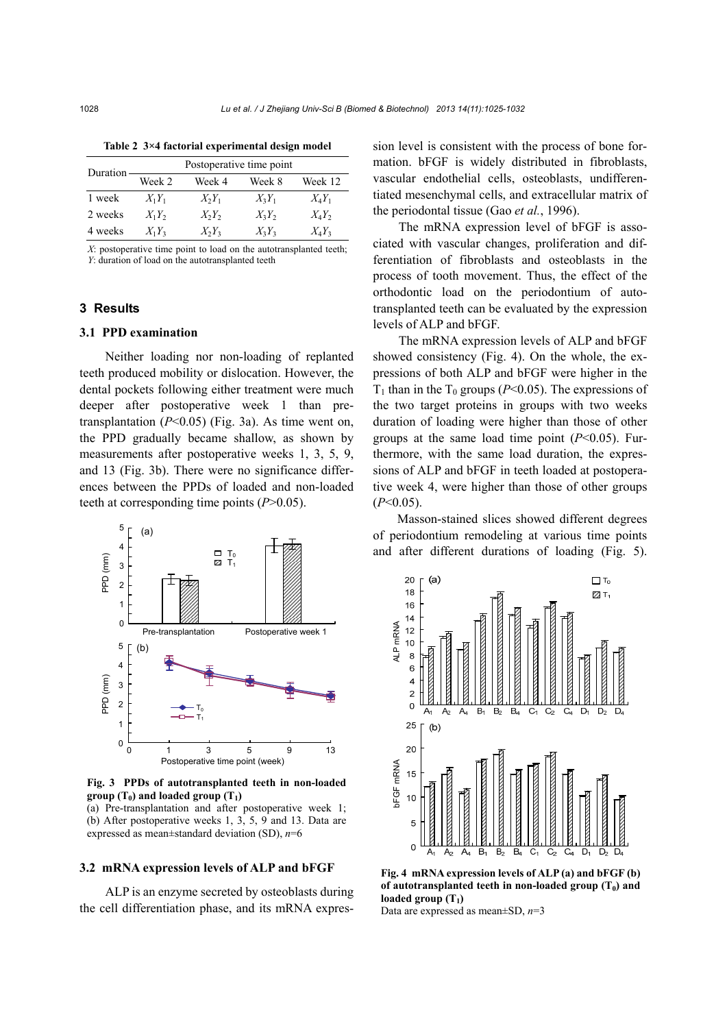**Table 2 3×4 factorial experimental design model**

| Duration | Postoperative time point | | | |
|---|---|---|---|---|
| | Week 2 | Week 4 | Week 8 | Week 12 |
| 1 week | $X_1Y_1$ | $X_2Y_1$ | $X_3Y_1$ | $X_4Y_1$ |
| 2 weeks | $X_1Y_2$ | $X_2Y_2$ | $X_3Y_2$ | $X_4Y_2$ |
| 4 weeks | $X_1Y_3$ | $X_2Y_3$ | $X_3Y_3$ | $X_4Y_3$ |

*X*: postoperative time point to load on the autotransplanted teeth; *Y*: duration of load on the autotransplanted teeth

## 3 Results

### 3.1 PPD examination

Neither loading nor non-loading of replanted teeth produced mobility or dislocation. However, the dental pockets following either treatment were much deeper after postoperative week 1 than pre-transplantation ($P<0.05$) (Fig. 3a). As time went on, the PPD gradually became shallow, as shown by measurements after postoperative weeks 1, 3, 5, 9, and 13 (Fig. 3b). There were no significance differences between the PPDs of loaded and non-loaded teeth at corresponding time points ($P>0.05$).

**Fig. 3 PPDs of autotransplanted teeth in non-loaded group ($T_0$) and loaded group ($T_1$)**
(a) Pre-transplantation and after postoperative week 1; (b) After postoperative weeks 1, 3, 5, 9 and 13. Data are expressed as mean±standard deviation (SD), $n$=6

### 3.2 mRNA expression levels of ALP and bFGF

ALP is an enzyme secreted by osteoblasts during the cell differentiation phase, and its mRNA expression level is consistent with the process of bone formation. bFGF is widely distributed in fibroblasts, vascular endothelial cells, osteoblasts, undifferentiated mesenchymal cells, and extracellular matrix of the periodontal tissue (Gao *et al.*, 1996).

The mRNA expression level of bFGF is associated with vascular changes, proliferation and differentiation of fibroblasts and osteoblasts in the process of tooth movement. Thus, the effect of the orthodontic load on the periodontium of autotransplanted teeth can be evaluated by the expression levels of ALP and bFGF.

The mRNA expression levels of ALP and bFGF showed consistency (Fig. 4). On the whole, the expressions of both ALP and bFGF were higher in the $T_1$ than in the $T_0$ groups ($P<0.05$). The expressions of the two target proteins in groups with two weeks duration of loading were higher than those of other groups at the same load time point ($P<0.05$). Furthermore, with the same load duration, the expressions of ALP and bFGF in teeth loaded at postoperative week 4, were higher than those of other groups ($P<0.05$).

Masson-stained slices showed different degrees of periodontium remodeling at various time points and after different durations of loading (Fig. 5).

**Fig. 4 mRNA expression levels of ALP (a) and bFGF (b) of autotransplanted teeth in non-loaded group ($T_0$) and loaded group ($T_1$)**
Data are expressed as mean±SD, $n$=3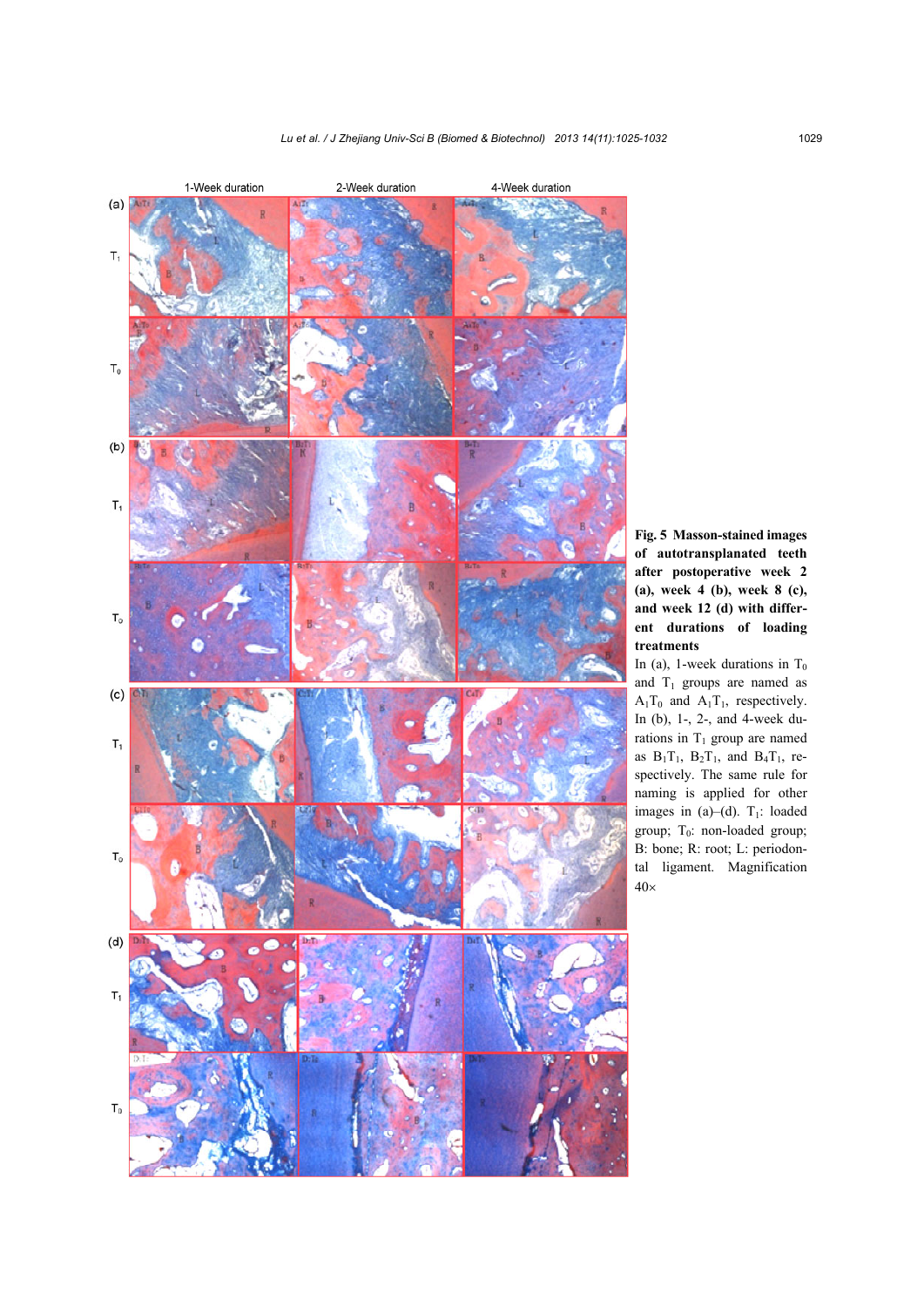**Fig. 5 Masson-stained images of autotransplanated teeth after postoperative week 2 (a), week 4 (b), week 8 (c), and week 12 (d) with different durations of loading treatments**

In (a), 1-week durations in $T_0$ and $T_1$ groups are named as $A_1T_0$ and $A_1T_1$, respectively. In (b), 1-, 2-, and 4-week durations in $T_1$ group are named as $B_1T_1$, $B_2T_1$, and $B_4T_1$, respectively. The same rule for naming is applied for other images in (a)–(d). $T_1$: loaded group; $T_0$: non-loaded group; B: bone; R: root; L: periodontal ligament. Magnification 40×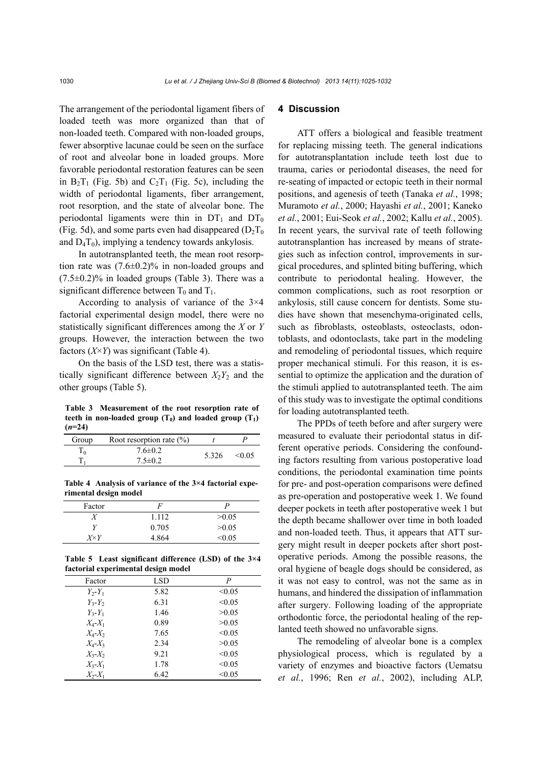The arrangement of the periodontal ligament fibers of loaded teeth was more organized than that of non-loaded teeth. Compared with non-loaded groups, fewer absorptive lacunae could be seen on the surface of root and alveolar bone in loaded groups. More favorable periodontal restoration features can be seen in $B_2T_1$ (Fig. 5b) and $C_2T_1$ (Fig. 5c), including the width of periodontal ligaments, fiber arrangement, root resorption, and the state of alveolar bone. The periodontal ligaments were thin in $DT_1$ and $DT_0$ (Fig. 5d), and some parts even had disappeared ($D_2T_0$ and $D_4T_0$), implying a tendency towards ankylosis.

In autotransplanted teeth, the mean root resorption rate was (7.6±0.2)% in non-loaded groups and (7.5±0.2)% in loaded groups (Table 3). There was a significant difference between $T_0$ and $T_1$.

According to analysis of variance of the 3×4 factorial experimental design model, there were no statistically significant differences among the *X* or *Y* groups. However, the interaction between the two factors ($X$×$Y$) was significant (Table 4).

On the basis of the LSD test, there was a statistically significant difference between $X_2Y_2$ and the other groups (Table 5).

**Table 3 Measurement of the root resorption rate of teeth in non-loaded group ($T_0$) and loaded group ($T_1$) ($n$=24)**

| Group | Root resorption rate (%) | $t$ | $P$ |
|---|---|---|---|
| $T_0$ | 7.6±0.2 | 5.326 | <0.05 |
| $T_1$ | 7.5±0.2 | | |

**Table 4 Analysis of variance of the 3×4 factorial experimental design model**

| Factor | $F$ | $P$ |
|---|---|---|
| $X$ | 1.112 | >0.05 |
| $Y$ | 0.705 | >0.05 |
| $X$×$Y$ | 4.864 | <0.05 |

**Table 5 Least significant difference (LSD) of the 3×4 factorial experimental design model**

| Factor | LSD | $P$ |
|---|---|---|
| $Y_2$-$Y_1$ | 5.82 | <0.05 |
| $Y_3$-$Y_2$ | 6.31 | <0.05 |
| $Y_3$-$Y_1$ | 1.46 | >0.05 |
| $X_4$-$X_1$ | 0.89 | >0.05 |
| $X_4$-$X_2$ | 7.65 | <0.05 |
| $X_4$-$X_3$ | 2.34 | >0.05 |
| $X_3$-$X_2$ | 9.21 | <0.05 |
| $X_3$-$X_1$ | 1.78 | <0.05 |
| $X_2$-$X_1$ | 6.42 | <0.05 |

## 4 Discussion

ATT offers a biological and feasible treatment for replacing missing teeth. The general indications for autotransplantation include teeth lost due to trauma, caries or periodontal diseases, the need for re-seating of impacted or ectopic teeth in their normal positions, and agenesis of teeth (Tanaka *et al.*, 1998; Muramoto *et al.*, 2000; Hayashi *et al.*, 2001; Kaneko *et al.*, 2001; Eui-Seok *et al.*, 2002; Kallu *et al.*, 2005). In recent years, the survival rate of teeth following autotransplantion has increased by means of strategies such as infection control, improvements in surgical procedures, and splinted biting buffering, which contribute to periodontal healing. However, the common complications, such as root resorption or ankylosis, still cause concern for dentists. Some studies have shown that mesenchyma-originated cells, such as fibroblasts, osteoblasts, osteoclasts, odontoblasts, and odontoclasts, take part in the modeling and remodeling of periodontal tissues, which require proper mechanical stimuli. For this reason, it is essential to optimize the application and the duration of the stimuli applied to autotransplanted teeth. The aim of this study was to investigate the optimal conditions for loading autotransplanted teeth.

The PPDs of teeth before and after surgery were measured to evaluate their periodontal status in different operative periods. Considering the confounding factors resulting from various postoperative load conditions, the periodontal examination time points for pre- and post-operation comparisons were defined as pre-operation and postoperative week 1. We found deeper pockets in teeth after postoperative week 1 but the depth became shallower over time in both loaded and non-loaded teeth. Thus, it appears that ATT surgery might result in deeper pockets after short postoperative periods. Among the possible reasons, the oral hygiene of beagle dogs should be considered, as it was not easy to control, was not the same as in humans, and hindered the dissipation of inflammation after surgery. Following loading of the appropriate orthodontic force, the periodontal healing of the replanted teeth showed no unfavorable signs.

The remodeling of alveolar bone is a complex physiological process, which is regulated by a variety of enzymes and bioactive factors (Uematsu *et al.*, 1996; Ren *et al.*, 2002), including ALP,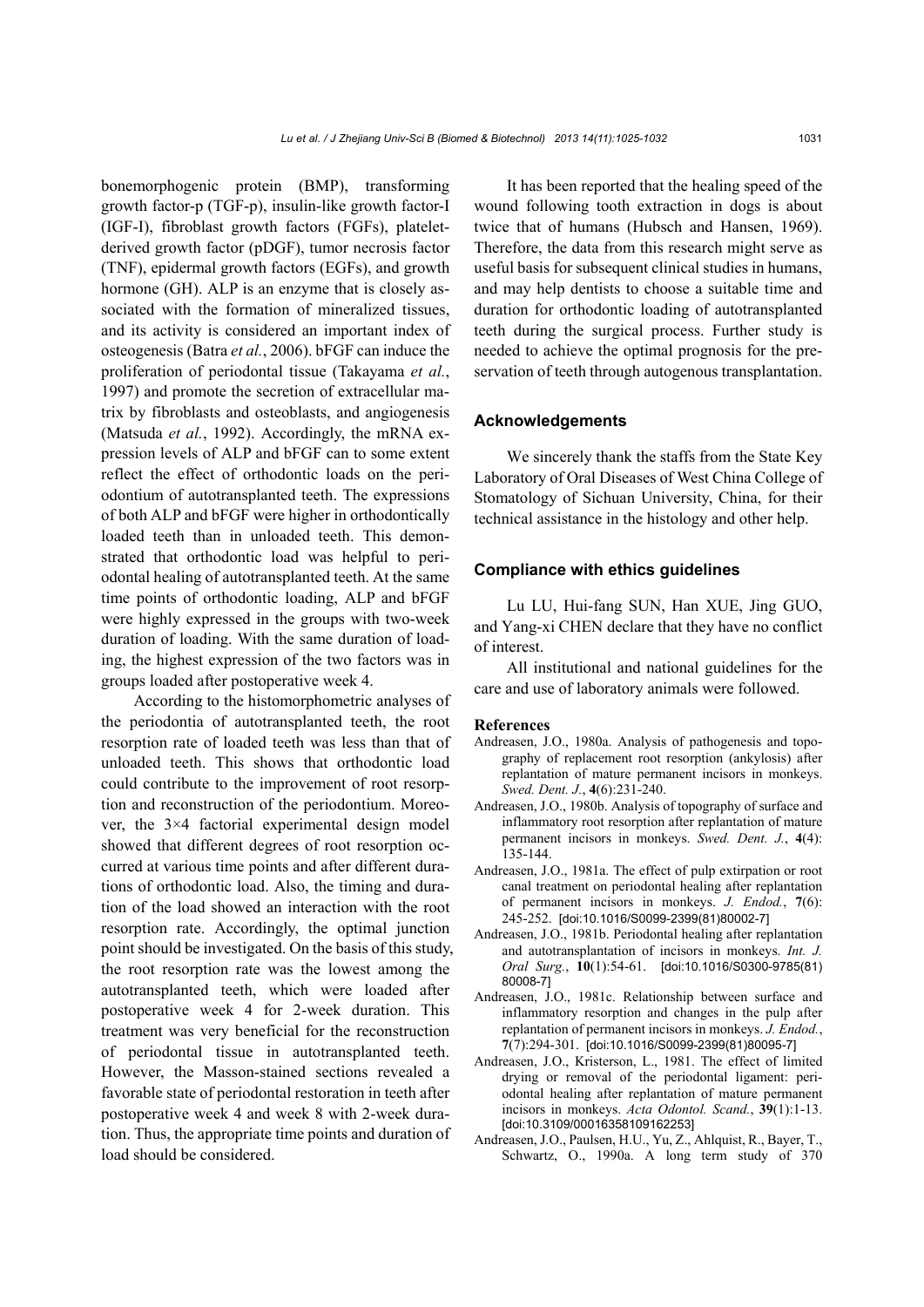bonemorphogenic protein (BMP), transforming growth factor-p (TGF-p), insulin-like growth factor-I (IGF-I), fibroblast growth factors (FGFs), platelet-derived growth factor (pDGF), tumor necrosis factor (TNF), epidermal growth factors (EGFs), and growth hormone (GH). ALP is an enzyme that is closely associated with the formation of mineralized tissues, and its activity is considered an important index of osteogenesis (Batra *et al.*, 2006). bFGF can induce the proliferation of periodontal tissue (Takayama *et al.*, 1997) and promote the secretion of extracellular matrix by fibroblasts and osteoblasts, and angiogenesis (Matsuda *et al.*, 1992). Accordingly, the mRNA expression levels of ALP and bFGF can to some extent reflect the effect of orthodontic loads on the periodontium of autotransplanted teeth. The expressions of both ALP and bFGF were higher in orthodontically loaded teeth than in unloaded teeth. This demonstrated that orthodontic load was helpful to periodontal healing of autotransplanted teeth. At the same time points of orthodontic loading, ALP and bFGF were highly expressed in the groups with two-week duration of loading. With the same duration of loading, the highest expression of the two factors was in groups loaded after postoperative week 4.

According to the histomorphometric analyses of the periodontia of autotransplanted teeth, the root resorption rate of loaded teeth was less than that of unloaded teeth. This shows that orthodontic load could contribute to the improvement of root resorption and reconstruction of the periodontium. Moreover, the 3×4 factorial experimental design model showed that different degrees of root resorption occurred at various time points and after different durations of orthodontic load. Also, the timing and duration of the load showed an interaction with the root resorption rate. Accordingly, the optimal junction point should be investigated. On the basis of this study, the root resorption rate was the lowest among the autotransplanted teeth, which were loaded after postoperative week 4 for 2-week duration. This treatment was very beneficial for the reconstruction of periodontal tissue in autotransplanted teeth. However, the Masson-stained sections revealed a favorable state of periodontal restoration in teeth after postoperative week 4 and week 8 with 2-week duration. Thus, the appropriate time points and duration of load should be considered.

It has been reported that the healing speed of the wound following tooth extraction in dogs is about twice that of humans (Hubsch and Hansen, 1969). Therefore, the data from this research might serve as useful basis for subsequent clinical studies in humans, and may help dentists to choose a suitable time and duration for orthodontic loading of autotransplanted teeth during the surgical process. Further study is needed to achieve the optimal prognosis for the preservation of teeth through autogenous transplantation.

## Acknowledgements

We sincerely thank the staffs from the State Key Laboratory of Oral Diseases of West China College of Stomatology of Sichuan University, China, for their technical assistance in the histology and other help.

## Compliance with ethics guidelines

Lu LU, Hui-fang SUN, Han XUE, Jing GUO, and Yang-xi CHEN declare that they have no conflict of interest.

All institutional and national guidelines for the care and use of laboratory animals were followed.

## References

Andreasen, J.O., 1980a. Analysis of pathogenesis and topography of replacement root resorption (ankylosis) after replantation of mature permanent incisors in monkeys. *Swed. Dent. J.*, **4**(6):231-240.

Andreasen, J.O., 1980b. Analysis of topography of surface and inflammatory root resorption after replantation of mature permanent incisors in monkeys. *Swed. Dent. J.*, **4**(4):135-144.

Andreasen, J.O., 1981a. The effect of pulp extirpation or root canal treatment on periodontal healing after replantation of permanent incisors in monkeys. *J. Endod.*, **7**(6):245-252. [doi:10.1016/S0099-2399(81)80002-7]

Andreasen, J.O., 1981b. Periodontal healing after replantation and autotransplantation of incisors in monkeys. *Int. J. Oral Surg.*, **10**(1):54-61. [doi:10.1016/S0300-9785(81)80008-7]

Andreasen, J.O., 1981c. Relationship between surface and inflammatory resorption and changes in the pulp after replantation of permanent incisors in monkeys. *J. Endod.*, **7**(7):294-301. [doi:10.1016/S0099-2399(81)80095-7]

Andreasen, J.O., Kristerson, L., 1981. The effect of limited drying or removal of the periodontal ligament: periodontal healing after replantation of mature permanent incisors in monkeys. *Acta Odontol. Scand.*, **39**(1):1-13. [doi:10.3109/00016358109162253]

Andreasen, J.O., Paulsen, H.U., Yu, Z., Ahlquist, R., Bayer, T., Schwartz, O., 1990a. A long term study of 370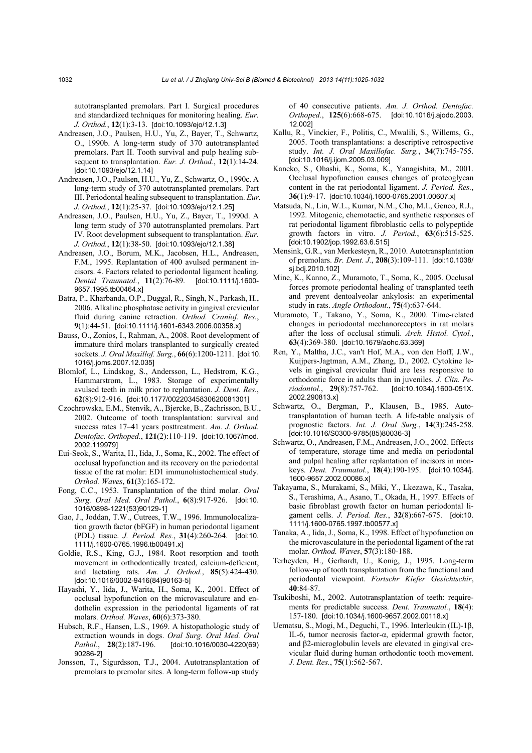autotransplanted premolars. Part I. Surgical procedures and standardized techniques for monitoring healing. *Eur. J. Orthod.*, **12**(1):3-13. [doi:10.1093/ejo/12.1.3]

Andreasen, J.O., Paulsen, H.U., Yu, Z., Bayer, T., Schwartz, O., 1990b. A long-term study of 370 autotransplanted premolars. Part II. Tooth survival and pulp healing subsequent to transplantation. *Eur. J. Orthod.*, **12**(1):14-24. [doi:10.1093/ejo/12.1.14]

Andreasen, J.O., Paulsen, H.U., Yu, Z., Schwartz, O., 1990c. A long-term study of 370 autotransplanted premolars. Part III. Periodontal healing subsequent to transplantation. *Eur. J. Orthod.*, **12**(1):25-37. [doi:10.1093/ejo/12.1.25]

Andreasen, J.O., Paulsen, H.U., Yu, Z., Bayer, T., Schwartz, O., 1990d. A long term study of 370 autotransplanted premolars. Part IV. Root development subsequent to transplantation. *Eur. J. Orthod.*, **12**(1):38-50. [doi:10.1093/ejo/12.1.38]

Andreasen, J.O., Borum, M.K., Jacobsen, H.L., Andreasen, F.M., 1995. Replantation of 400 avulsed permanent incisors. 4. Factors related to periodontal ligament healing. *Dental Traumatol.*, **11**(2):76-89. [doi:10.1111/j.1600-9657.1995.tb00464.x]

Batra, P., Kharbanda, O.P., Duggal, R., Singh, N., Parkash, H., 2006. Alkaline phosphatase activity in gingival crevicular fluid during canine retraction. *Orthod. Craniof. Res.*, **9**(1):44-51. [doi:10.1111/j.1601-6343.2006.00358.x]

Bauss, O., Zonios, I., Rahman, A., 2008. Root development of immature third molars transplanted to surgically created sockets. *J. Oral Maxillof. Surg.*, **66**(6):1200-1211. [doi:10.1016/j.joms.2007.12.035]

Blomlof, L., Lindskog, S., Andersson, L., Hedstrom, K.G., Hammarstrom, L., 1983. Storage of experimentally avulsed teeth in milk prior to replantation. *J. Dent. Res.*, **62**(8):912-916. [doi:10.1177/00220345830620081301]

Czochrowska, E.M., Stenvik, A., Bjercke, B., Zachrisson, B.U., 2002. Outcome of tooth transplantation: survival and success rates 17–41 years posttreatment. *Am. J. Orthod. Dentofac. Orthoped.*, **121**(2):110-119. [doi:10.1067/mod.2002.119979]

Eui-Seok, S., Warita, H., Iida, J., Soma, K., 2002. The effect of occlusal hypofunction and its recovery on the periodontal tissue of the rat molar: ED1 immunohistochemical study. *Orthod. Waves*, **61**(3):165-172.

Fong, C.C., 1953. Transplantation of the third molar. *Oral Surg. Oral Med. Oral Pathol.*, **6**(8):917-926. [doi:10.1016/0898-1221(53)90129-1]

Gao, J., Joddan, T.W., Cutrees, T.W., 1996. Immunolocalization growth factor (bFGF) in human periodontal ligament (PDL) tissue. *J. Period. Res.*, **31**(4):260-264. [doi:10.1111/j.1600-0765.1996.tb00491.x]

Goldie, R.S., King, G.J., 1984. Root resorption and tooth movement in orthodontically treated, calcium-deficient, and lactating rats. *Am. J. Orthod.*, **85**(5):424-430. [doi:10.1016/0002-9416(84)90163-5]

Hayashi, Y., Iida, J., Warita, H., Soma, K., 2001. Effect of occlusal hypofunction on the microvasculature and endothelin expression in the periodontal ligaments of rat molars. *Orthod. Waves*, **60**(6):373-380.

Hubsch, R.F., Hansen, L.S., 1969. A histopathologic study of extraction wounds in dogs. *Oral Surg. Oral Med. Oral Pathol.*, **28**(2):187-196. [doi:10.1016/0030-4220(69)90286-2]

Jonsson, T., Sigurdsson, T.J., 2004. Autotransplantation of premolars to premolar sites. A long-term follow-up study of 40 consecutive patients. *Am. J. Orthod. Dentofac. Orthoped.*, **125**(6):668-675. [doi:10.1016/j.ajodo.2003.12.002]

Kallu, R., Vinckier, F., Politis, C., Mwalili, S., Willems, G., 2005. Tooth transplantations: a descriptive retrospective study. *Int. J. Oral Maxillofac. Surg.*, **34**(7):745-755. [doi:10.1016/j.ijom.2005.03.009]

Kaneko, S., Ohashi, K., Soma, K., Yanagishita, M., 2001. Occlusal hypofunction causes changes of proteoglycan content in the rat periodontal ligament. *J. Period. Res.*, **36**(1):9-17. [doi:10.1034/j.1600-0765.2001.00607.x]

Matsuda, N., Lin, W.L., Kumar, N.M., Cho, M.I., Genco, R.J., 1992. Mitogenic, chemotactic, and synthetic responses of rat periodontal ligament fibroblastic cells to polypeptide growth factors in vitro. *J. Period.*, **63**(6):515-525. [doi:10.1902/jop.1992.63.6.515]

Mensink, G.R., van Merkesteyn, R., 2010. Autotransplantation of premolars. *Br. Dent. J.*, **208**(3):109-111. [doi:10.1038/sj.bdj.2010.102]

Mine, K., Kanno, Z., Muramoto, T., Soma, K., 2005. Occlusal forces promote periodontal healing of transplanted teeth and prevent dentoalveolar ankylosis: an experimental study in rats. *Angle Orthodont.*, **75**(4):637-644.

Muramoto, T., Takano, Y., Soma, K., 2000. Time-related changes in periodontal mechanoreceptors in rat molars after the loss of occlusal stimuli. *Arch. Histol. Cytol.*, **63**(4):369-380. [doi:10.1679/aohc.63.369]

Ren, Y., Maltha, J.C., van′t Hof, M.A., von den Hoff, J.W., Kuijpers-Jagtman, A.M., Zhang, D., 2002. Cytokine levels in gingival crevicular fluid are less responsive to orthodontic force in adults than in juveniles. *J. Clin. Periodontol.*, **29**(8):757-762. [doi:10.1034/j.1600-051X.2002.290813.x]

Schwartz, O., Bergman, P., Klausen, B., 1985. Autotransplantation of human teeth. A life-table analysis of prognostic factors. *Int. J. Oral Surg.*, **14**(3):245-258. [doi:10.1016/S0300-9785(85)80036-3]

Schwartz, O., Andreasen, F.M., Andreasen, J.O., 2002. Effects of temperature, storage time and media on periodontal and pulpal healing after replantation of incisors in monkeys. *Dent. Traumatol.*, **18**(4):190-195. [doi:10.1034/j.1600-9657.2002.00086.x]

Takayama, S., Murakami, S., Miki, Y., Lkezawa, K., Tasaka, S., Terashima, A., Asano, T., Okada, H., 1997. Effects of basic fibroblast growth factor on human periodontal ligament cells. *J. Period. Res.*, **32**(8):667-675. [doi:10.1111/j.1600-0765.1997.tb00577.x]

Tanaka, A., Iida, J., Soma, K., 1998. Effect of hypofunction on the microvasculature in the periodontal ligament of the rat molar. *Orthod. Waves*, **57**(3):180-188.

Terheyden, H., Gerhardt, U., Konig, J., 1995. Long-term follow-up of tooth transplantation from the functional and periodontal viewpoint. *Fortschr Kiefer Gesichtschir*, **40**:84-87.

Tsukiboshi, M., 2002. Autotransplantation of teeth: requirements for predictable success. *Dent. Traumatol.*, **18**(4):157-180. [doi:10.1034/j.1600-9657.2002.00118.x]

Uematsu, S., Mogi, M., Deguchi, T., 1996. Interleukin (IL)-1β, IL-6, tumor necrosis factor-α, epidermal growth factor, and β2-microglobulin levels are elevated in gingival crevicular fluid during human orthodontic tooth movement. *J. Dent. Res.*, **75**(1):562-567.